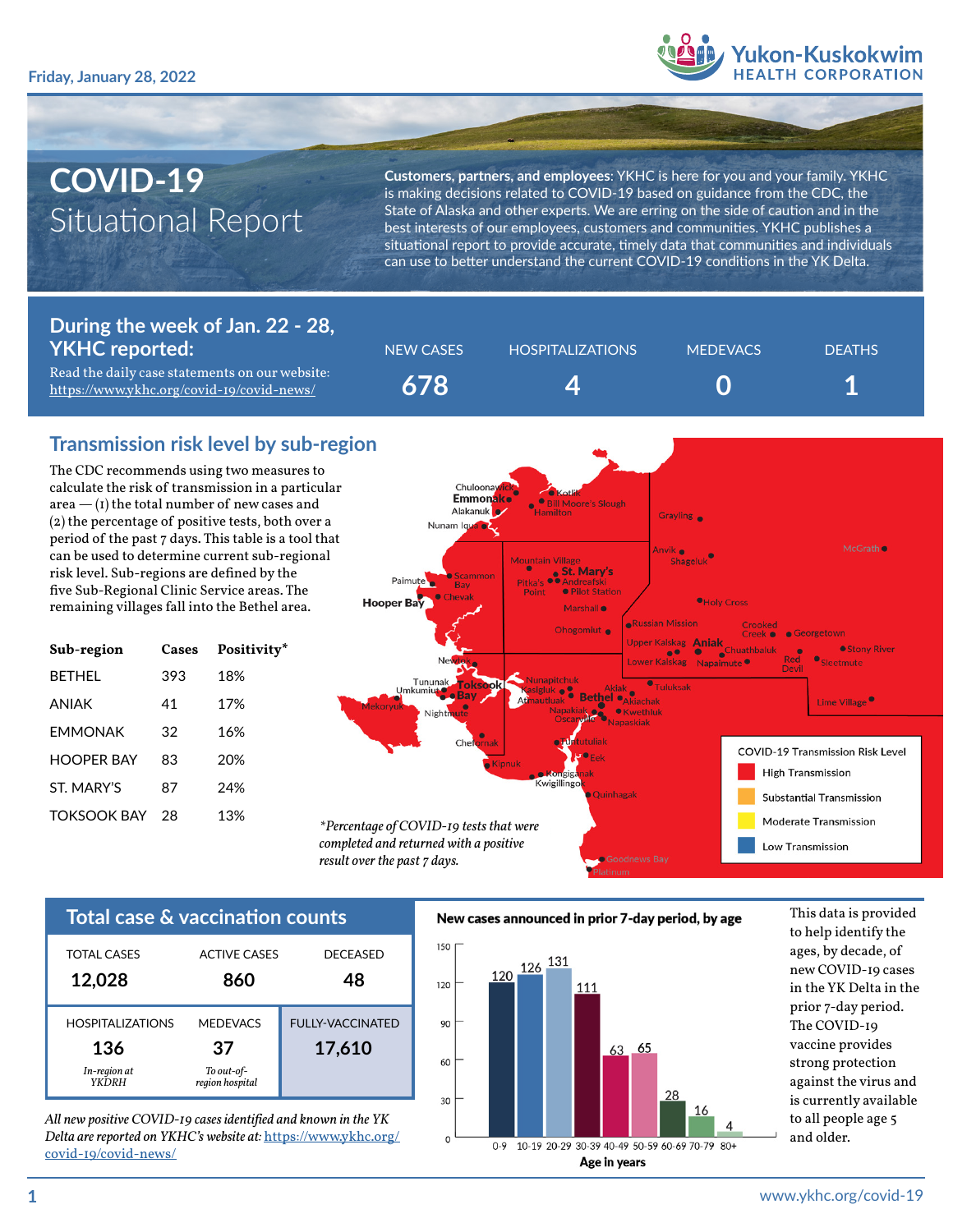Friday, January 28, 2022

Yukon-Kuskokwim HEALTH CORPORATION

# COVID-19 Situational Report

**Customers, partners, and employees**: YKHC is here for you and your family. YKHC is making decisions related to COVID-19 based on guidance from the CDC, the State of Alaska and other experts. We are erring on the side of caution and in the best interests of our employees, customers and communities. YKHC publishes a situational report to provide accurate, timely data that communities and individuals can use to better understand the current COVID-19 conditions in the YK Delta.

## During the week of Jan. 22 - 28, YKHC reported:

Read the daily case statements on our website: https://www.ykhc.org/covid-19/covid-news/

| NEW CASES | HOSPITALIZATIONS | MEDEVACS | DEATHS |
|---|---|---|---|
| 678 | 4 | 0 | 1 |

## Transmission risk level by sub-region

The CDC recommends using two measures to calculate the risk of transmission in a particular area — (1) the total number of new cases and (2) the percentage of positive tests, both over a period of the past 7 days. This table is a tool that can be used to determine current sub-regional risk level. Sub-regions are defined by the five Sub-Regional Clinic Service areas. The remaining villages fall into the Bethel area.

| Sub-region | Cases | Positivity* |
|---|---|---|
| BETHEL | 393 | 18% |
| ANIAK | 41 | 17% |
| EMMONAK | 32 | 16% |
| HOOPER BAY | 83 | 20% |
| ST. MARY'S | 87 | 24% |
| TOKSOOK BAY | 28 | 13% |

*\*Percentage of COVID-19 tests that were completed and returned with a positive result over the past 7 days.*

COVID-19 Transmission Risk Level: High Transmission; Substantial Transmission; Moderate Transmission; Low Transmission

## Total case & vaccination counts

| TOTAL CASES | ACTIVE CASES | DECEASED |
|---|---|---|
| 12,028 | 860 | 48 |

| HOSPITALIZATIONS | MEDEVACS | FULLY-VACCINATED |
|---|---|---|
| 136 | 37 | 17,610 |
| *In-region at YKDRH* | *To out-of-region hospital* | |

*All new positive COVID-19 cases identified and known in the YK Delta are reported on YKHC's website at:* https://www.ykhc.org/covid-19/covid-news/

**New cases announced in prior 7-day period, by age**

| Age in years | New cases |
|---|---|
| 0-9 | 120 |
| 10-19 | 126 |
| 20-29 | 131 |
| 30-39 | 111 |
| 40-49 | 63 |
| 50-59 | 65 |
| 60-69 | 28 |
| 70-79 | 16 |
| 80+ | 4 |

This data is provided to help identify the ages, by decade, of new COVID-19 cases in the YK Delta in the prior 7-day period. The COVID-19 vaccine provides strong protection against the virus and is currently available to all people age 5 and older.

www.ykhc.org/covid-19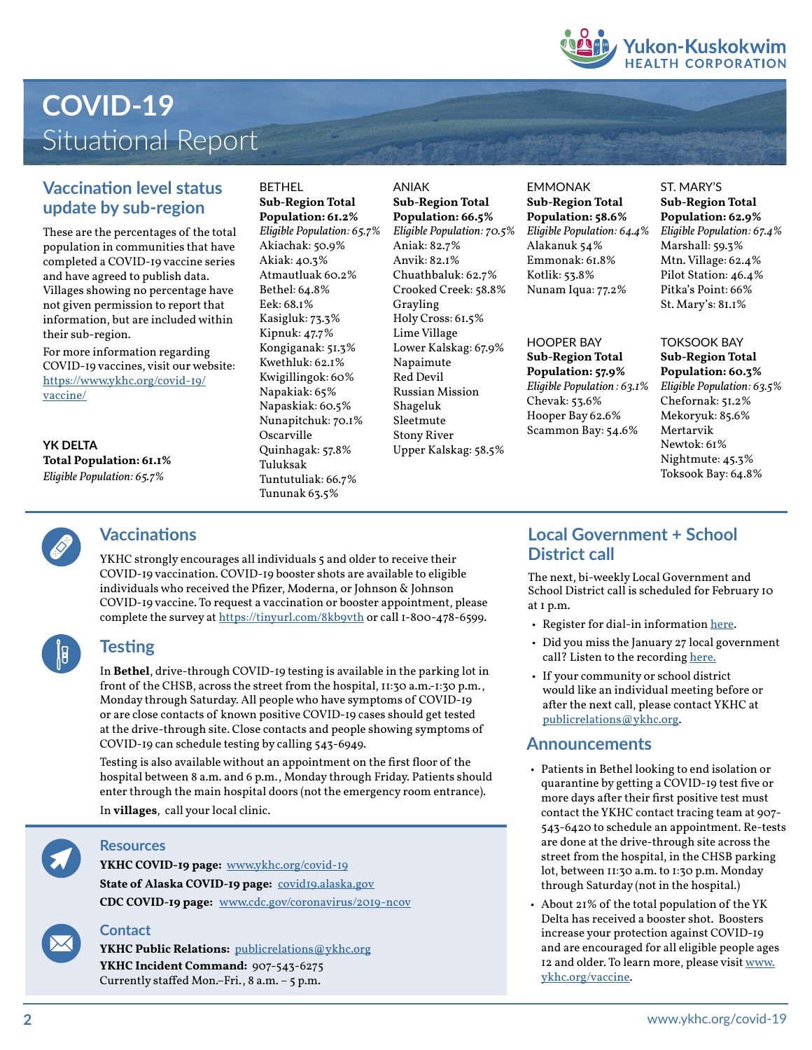# COVID-19 Situational Report

## Vaccination level status update by sub-region

These are the percentages of the total population in communities that have completed a COVID-19 vaccine series and have agreed to publish data. Villages showing no percentage have not given permission to report that information, but are included within their sub-region.

For more information regarding COVID-19 vaccines, visit our website: https://www.ykhc.org/covid-19/vaccine/

**YK DELTA**
**Total Population: 61.1%**
*Eligible Population: 65.7%*

### BETHEL

**Sub-Region Total Population: 61.2%**
*Eligible Population: 65.7%*

Akiachak: 50.9%
Akiak: 40.3%
Atmautluak 60.2%
Bethel: 64.8%
Eek: 68.1%
Kasigluk: 73.3%
Kipnuk: 47.7%
Kongiganak: 51.3%
Kwethluk: 62.1%
Kwigillingok: 60%
Napakiak: 65%
Napaskiak: 60.5%
Nunapitchuk: 70.1%
Oscarville
Quinhagak: 57.8%
Tuluksak
Tuntutuliak: 66.7%
Tununak 63.5%

### ANIAK

**Sub-Region Total Population: 66.5%**
*Eligible Population: 70.5%*

Aniak: 82.7%
Anvik: 82.1%
Chuathbaluk: 62.7%
Crooked Creek: 58.8%
Grayling
Holy Cross: 61.5%
Lime Village
Lower Kalskag: 67.9%
Napaimute
Red Devil
Russian Mission
Shageluk
Sleetmute
Stony River
Upper Kalskag: 58.5%

### EMMONAK

**Sub-Region Total Population: 58.6%**
*Eligible Population: 64.4%*

Alakanuk 54%
Emmonak: 61.8%
Kotlik: 53.8%
Nunam Iqua: 77.2%

### HOOPER BAY

**Sub-Region Total Population: 57.9%**
*Eligible Population : 63.1%*

Chevak: 53.6%
Hooper Bay 62.6%
Scammon Bay: 54.6%

### ST. MARY'S

**Sub-Region Total Population: 62.9%**
*Eligible Population: 67.4%*

Marshall: 59.3%
Mtn. Village: 62.4%
Pilot Station: 46.4%
Pitka's Point: 66%
St. Mary's: 81.1%

### TOKSOOK BAY

**Sub-Region Total Population: 60.3%**
*Eligible Population: 63.5%*

Chefornak: 51.2%
Mekoryuk: 85.6%
Mertarvik
Newtok: 61%
Nightmute: 45.3%
Toksook Bay: 64.8%

## Vaccinations

YKHC strongly encourages all individuals 5 and older to receive their COVID-19 vaccination. COVID-19 booster shots are available to eligible individuals who received the Pfizer, Moderna, or Johnson & Johnson COVID-19 vaccine. To request a vaccination or booster appointment, please complete the survey at https://tinyurl.com/8kb9vth or call 1-800-478-6599.

## Testing

In **Bethel**, drive-through COVID-19 testing is available in the parking lot in front of the CHSB, across the street from the hospital, 11:30 a.m.-1:30 p.m., Monday through Saturday. All people who have symptoms of COVID-19 or are close contacts of known positive COVID-19 cases should get tested at the drive-through site. Close contacts and people showing symptoms of COVID-19 can schedule testing by calling 543-6949.

Testing is also available without an appointment on the first floor of the hospital between 8 a.m. and 6 p.m., Monday through Friday. Patients should enter through the main hospital doors (not the emergency room entrance).

In **villages**, call your local clinic.

## Resources

**YKHC COVID-19 page:** www.ykhc.org/covid-19
**State of Alaska COVID-19 page:** covid19.alaska.gov
**CDC COVID-19 page:** www.cdc.gov/coronavirus/2019-ncov

## Contact

**YKHC Public Relations:** publicrelations@ykhc.org
**YKHC Incident Command:** 907-543-6275
Currently staffed Mon.–Fri., 8 a.m. – 5 p.m.

## Local Government + School District call

The next, bi-weekly Local Government and School District call is scheduled for February 10 at 1 p.m.

- Register for dial-in information here.
- Did you miss the January 27 local government call? Listen to the recording here.
- If your community or school district would like an individual meeting before or after the next call, please contact YKHC at publicrelations@ykhc.org.

## Announcements

- Patients in Bethel looking to end isolation or quarantine by getting a COVID-19 test five or more days after their first positive test must contact the YKHC contact tracing team at 907-543-6420 to schedule an appointment. Re-tests are done at the drive-through site across the street from the hospital, in the CHSB parking lot, between 11:30 a.m. to 1:30 p.m. Monday through Saturday (not in the hospital.)
- About 21% of the total population of the YK Delta has received a booster shot. Boosters increase your protection against COVID-19 and are encouraged for all eligible people ages 12 and older. To learn more, please visit www.ykhc.org/vaccine.